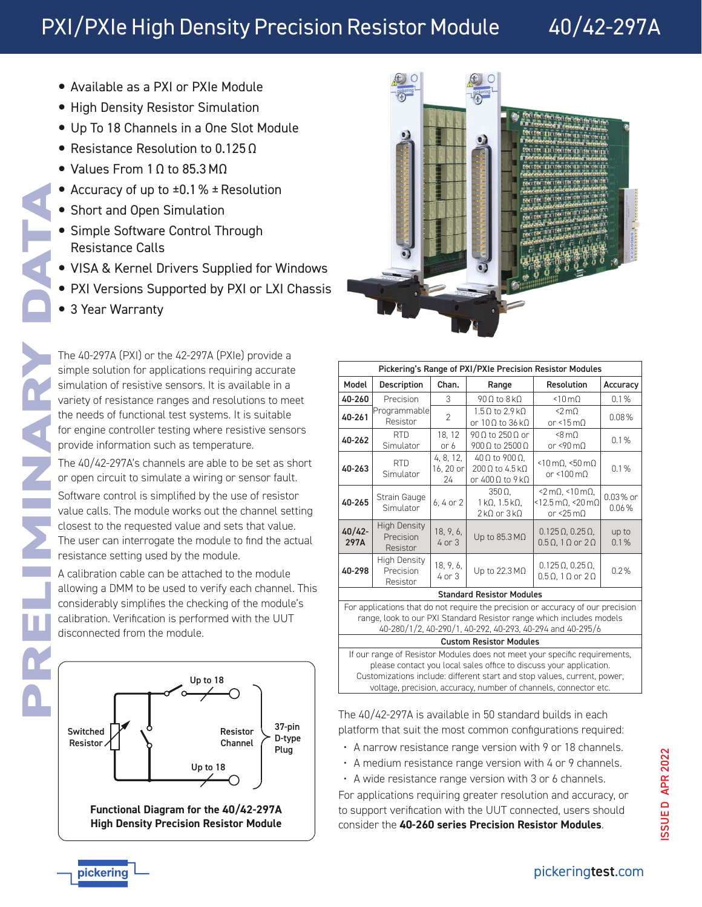# PXI/PXIe High Density Precision Resistor Module 40/42-297A

- Available as a PXI or PXIe Module
- High Density Resistor Simulation
- Up To 18 Channels in a One Slot Module
- Resistance Resolution to 0.125 Ω
- Values From 1 Ω to 85.3 MΩ
- Accuracy of up to ±0.1 % ± Resolution
- Short and Open Simulation
- Simple Software Control Through Resistance Calls
- VISA & Kernel Drivers Supplied for Windows
- PXI Versions Supported by PXI or LXI Chassis
- 3 Year Warranty

PRELIMINARY DATA

The 40-297A (PXI) or the 42-297A (PXIe) provide a simple solution for applications requiring accurate simulation of resistive sensors. It is available in a variety of resistance ranges and resolutions to meet the needs of functional test systems. It is suitable for engine controller testing where resistive sensors provide information such as temperature.

The 40/42-297A's channels are able to be set as short or open circuit to simulate a wiring or sensor fault.

Software control is simplified by the use of resistor value calls. The module works out the channel setting closest to the requested value and sets that value. The user can interrogate the module to find the actual resistance setting used by the module.

A calibration cable can be attached to the module allowing a DMM to be used to verify each channel. This considerably simplifies the checking of the module's calibration. Verification is performed with the UUT disconnected from the module.

Up to 18

Switched Resistor

Resistor Channel

37-pin D-type Plug

Up to 18

**Functional Diagram for the 40/42-297A High Density Precision Resistor Module**

**Pickering's Range of PXI/PXIe Precision Resistor Modules**

| Model | Description | Chan. | Range | Resolution | Accuracy |
|---|---|---|---|---|---|
| **40-260** | Precision | 3 | 90 Ω to 8 kΩ | <10 mΩ | 0.1 % |
| **40-261** | Programmable Resistor | 2 | 1.5 Ω to 2.9 kΩ or 10 Ω to 36 kΩ | <2 mΩ or <15 mΩ | 0.08 % |
| **40-262** | RTD Simulator | 18, 12 or 6 | 90 Ω to 250 Ω or 900 Ω to 2500 Ω | <8 mΩ or <90 mΩ | 0.1 % |
| **40-263** | RTD Simulator | 4, 8, 12, 16, 20 or 24 | 40 Ω to 900 Ω, 200 Ω to 4.5 kΩ or 400 Ω to 9 kΩ | <10 mΩ, <50 mΩ or <100 mΩ | 0.1 % |
| **40-265** | Strain Gauge Simulator | 6, 4 or 2 | 350 Ω, 1 kΩ, 1.5 kΩ, 2 kΩ or 3 kΩ | <2 mΩ, <10 mΩ, <12.5 mΩ, <20 mΩ or <25 mΩ | 0.03 % or 0.06 % |
| **40/42-297A** | High Density Precision Resistor | 18, 9, 6, 4 or 3 | Up to 85.3 MΩ | 0.125 Ω, 0.25 Ω, 0.5 Ω, 1 Ω or 2 Ω | up to 0.1 % |
| **40-298** | High Density Precision Resistor | 18, 9, 6, 4 or 3 | Up to 22.3 MΩ | 0.125 Ω, 0.25 Ω, 0.5 Ω, 1 Ω or 2 Ω | 0.2 % |

**Standard Resistor Modules**

For applications that do not require the precision or accuracy of our precision range, look to our PXI Standard Resistor range which includes models 40-280/1/2, 40-290/1, 40-292, 40-293, 40-294 and 40-295/6

**Custom Resistor Modules**

If our range of Resistor Modules does not meet your specific requirements, please contact you local sales office to discuss your application. Customizations include: different start and stop values, current, power, voltage, precision, accuracy, number of channels, connector etc.

The 40/42-297A is available in 50 standard builds in each platform that suit the most common configurations required:

- A narrow resistance range version with 9 or 18 channels.
- A medium resistance range version with 4 or 9 channels.
- A wide resistance range version with 3 or 6 channels.

For applications requiring greater resolution and accuracy, or to support verification with the UUT connected, users should consider the **40-260 series Precision Resistor Modules**.

ISSUED APR 2022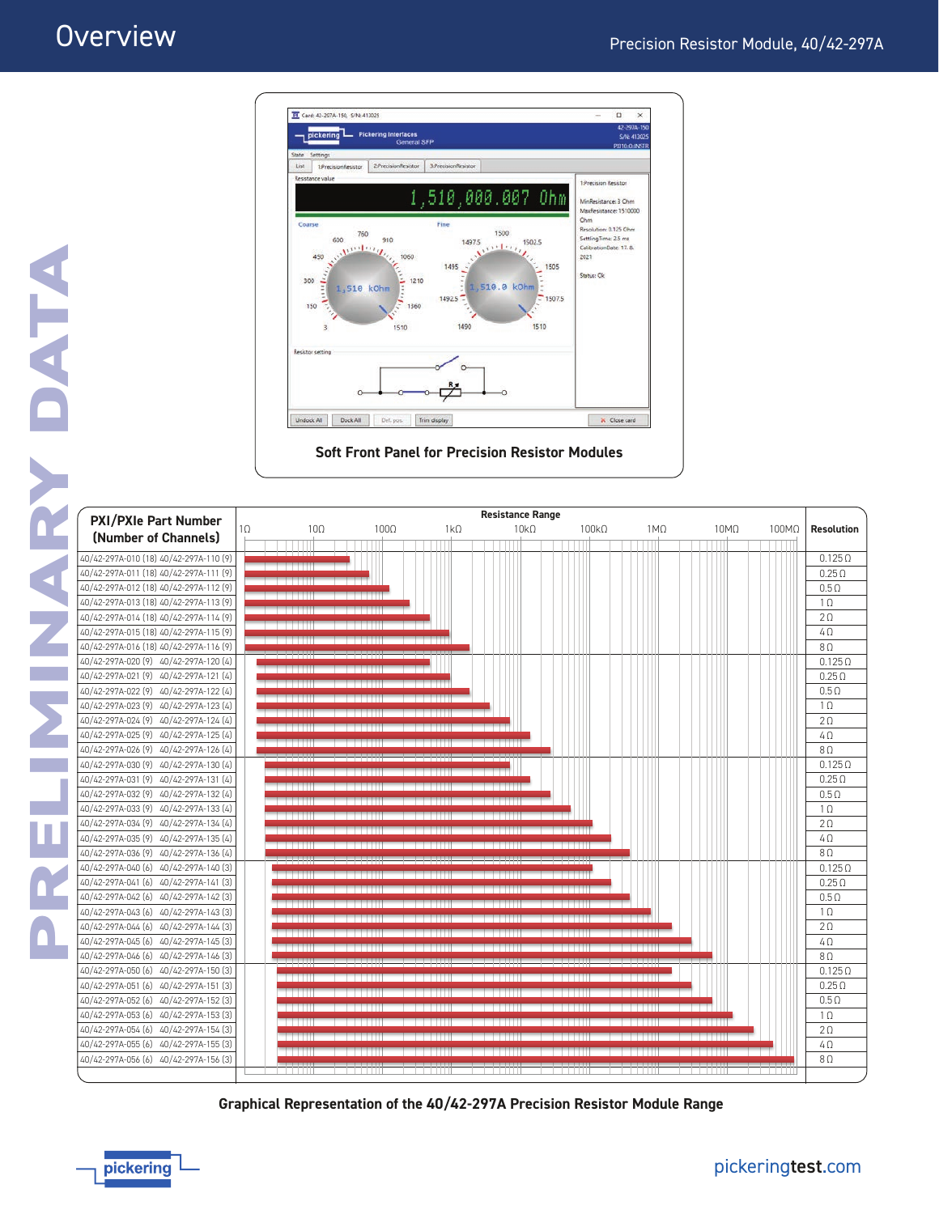## Overview

Soft Front Panel for Precision Resistor Modules

Resistance Range

1Ω 10Ω 100Ω 1kΩ 10kΩ 100kΩ 1MΩ 10MΩ 100MΩ

| PXI/PXIe Part Number (Number of Channels) | Resolution |
|---|---|
| 40/42-297A-010 (18) 40/42-297A-110 (9) | 0.125 Ω |
| 40/42-297A-011 (18) 40/42-297A-111 (9) | 0.25 Ω |
| 40/42-297A-012 (18) 40/42-297A-112 (9) | 0.5 Ω |
| 40/42-297A-013 (18) 40/42-297A-113 (9) | 1 Ω |
| 40/42-297A-014 (18) 40/42-297A-114 (9) | 2 Ω |
| 40/42-297A-015 (18) 40/42-297A-115 (9) | 4 Ω |
| 40/42-297A-016 (18) 40/42-297A-116 (9) | 8 Ω |
| 40/42-297A-020 (9) 40/42-297A-120 (4) | 0.125 Ω |
| 40/42-297A-021 (9) 40/42-297A-121 (4) | 0.25 Ω |
| 40/42-297A-022 (9) 40/42-297A-122 (4) | 0.5 Ω |
| 40/42-297A-023 (9) 40/42-297A-123 (4) | 1 Ω |
| 40/42-297A-024 (9) 40/42-297A-124 (4) | 2 Ω |
| 40/42-297A-025 (9) 40/42-297A-125 (4) | 4 Ω |
| 40/42-297A-026 (9) 40/42-297A-126 (4) | 8 Ω |
| 40/42-297A-030 (9) 40/42-297A-130 (4) | 0.125 Ω |
| 40/42-297A-031 (9) 40/42-297A-131 (4) | 0.25 Ω |
| 40/42-297A-032 (9) 40/42-297A-132 (4) | 0.5 Ω |
| 40/42-297A-033 (9) 40/42-297A-133 (4) | 1 Ω |
| 40/42-297A-034 (9) 40/42-297A-134 (4) | 2 Ω |
| 40/42-297A-035 (9) 40/42-297A-135 (4) | 4 Ω |
| 40/42-297A-036 (9) 40/42-297A-136 (4) | 8 Ω |
| 40/42-297A-040 (6) 40/42-297A-140 (3) | 0.125 Ω |
| 40/42-297A-041 (6) 40/42-297A-141 (3) | 0.25 Ω |
| 40/42-297A-042 (6) 40/42-297A-142 (3) | 0.5 Ω |
| 40/42-297A-043 (6) 40/42-297A-143 (3) | 1 Ω |
| 40/42-297A-044 (6) 40/42-297A-144 (3) | 2 Ω |
| 40/42-297A-045 (6) 40/42-297A-145 (3) | 4 Ω |
| 40/42-297A-046 (6) 40/42-297A-146 (3) | 8 Ω |
| 40/42-297A-050 (6) 40/42-297A-150 (3) | 0.125 Ω |
| 40/42-297A-051 (6) 40/42-297A-151 (3) | 0.25 Ω |
| 40/42-297A-052 (6) 40/42-297A-152 (3) | 0.5 Ω |
| 40/42-297A-053 (6) 40/42-297A-153 (3) | 1 Ω |
| 40/42-297A-054 (6) 40/42-297A-154 (3) | 2 Ω |
| 40/42-297A-055 (6) 40/42-297A-155 (3) | 4 Ω |
| 40/42-297A-056 (6) 40/42-297A-156 (3) | 8 Ω |

Graphical Representation of the 40/42-297A Precision Resistor Module Range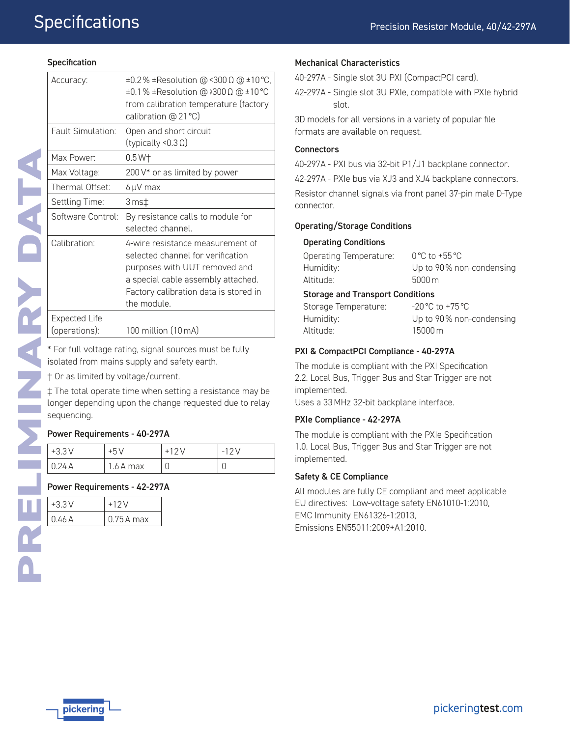# Specifications

### Specification

| | |
|---|---|
| Accuracy: | ±0.2 % ±Resolution @ <300 Ω @ ±10 °C, ±0.1 % ±Resolution @ ≥300 Ω @ ±10 °C from calibration temperature (factory calibration @ 21 °C) |
| Fault Simulation: | Open and short circuit (typically <0.3 Ω) |
| Max Power: | 0.5 W† |
| Max Voltage: | 200 V* or as limited by power |
| Thermal Offset: | 6 µV max |
| Settling Time: | 3 ms‡ |
| Software Control: | By resistance calls to module for selected channel. |
| Calibration: | 4-wire resistance measurement of selected channel for verification purposes with UUT removed and a special cable assembly attached. Factory calibration data is stored in the module. |
| Expected Life (operations): | 100 million (10 mA) |

* For full voltage rating, signal sources must be fully isolated from mains supply and safety earth.

† Or as limited by voltage/current.

‡ The total operate time when setting a resistance may be longer depending upon the change requested due to relay sequencing.

### Power Requirements - 40-297A

| +3.3 V | +5 V | +12 V | -12 V |
|---|---|---|---|
| 0.24 A | 1.6 A max | 0 | 0 |

### Power Requirements - 42-297A

| +3.3 V | +12 V |
|---|---|
| 0.46 A | 0.75 A max |

### Mechanical Characteristics

40-297A - Single slot 3U PXI (CompactPCI card).

42-297A - Single slot 3U PXIe, compatible with PXIe hybrid slot.

3D models for all versions in a variety of popular file formats are available on request.

### Connectors

40-297A - PXI bus via 32-bit P1/J1 backplane connector.

42-297A - PXIe bus via XJ3 and XJ4 backplane connectors.

Resistor channel signals via front panel 37-pin male D-Type connector.

### Operating/Storage Conditions

#### Operating Conditions

| | |
|---|---|
| Operating Temperature: | 0 °C to +55 °C |
| Humidity: | Up to 90 % non-condensing |
| Altitude: | 5000 m |

#### Storage and Transport Conditions

| | |
|---|---|
| Storage Temperature: | -20 °C to +75 °C |
| Humidity: | Up to 90 % non-condensing |
| Altitude: | 15000 m |

### PXI & CompactPCI Compliance - 40-297A

The module is compliant with the PXI Specification 2.2. Local Bus, Trigger Bus and Star Trigger are not implemented.

Uses a 33 MHz 32-bit backplane interface.

### PXIe Compliance - 42-297A

The module is compliant with the PXIe Specification 1.0. Local Bus, Trigger Bus and Star Trigger are not implemented.

### Safety & CE Compliance

All modules are fully CE compliant and meet applicable EU directives: Low-voltage safety EN61010-1:2010, EMC Immunity EN61326-1:2013, Emissions EN55011:2009+A1:2010.

PRELIMINARY DATA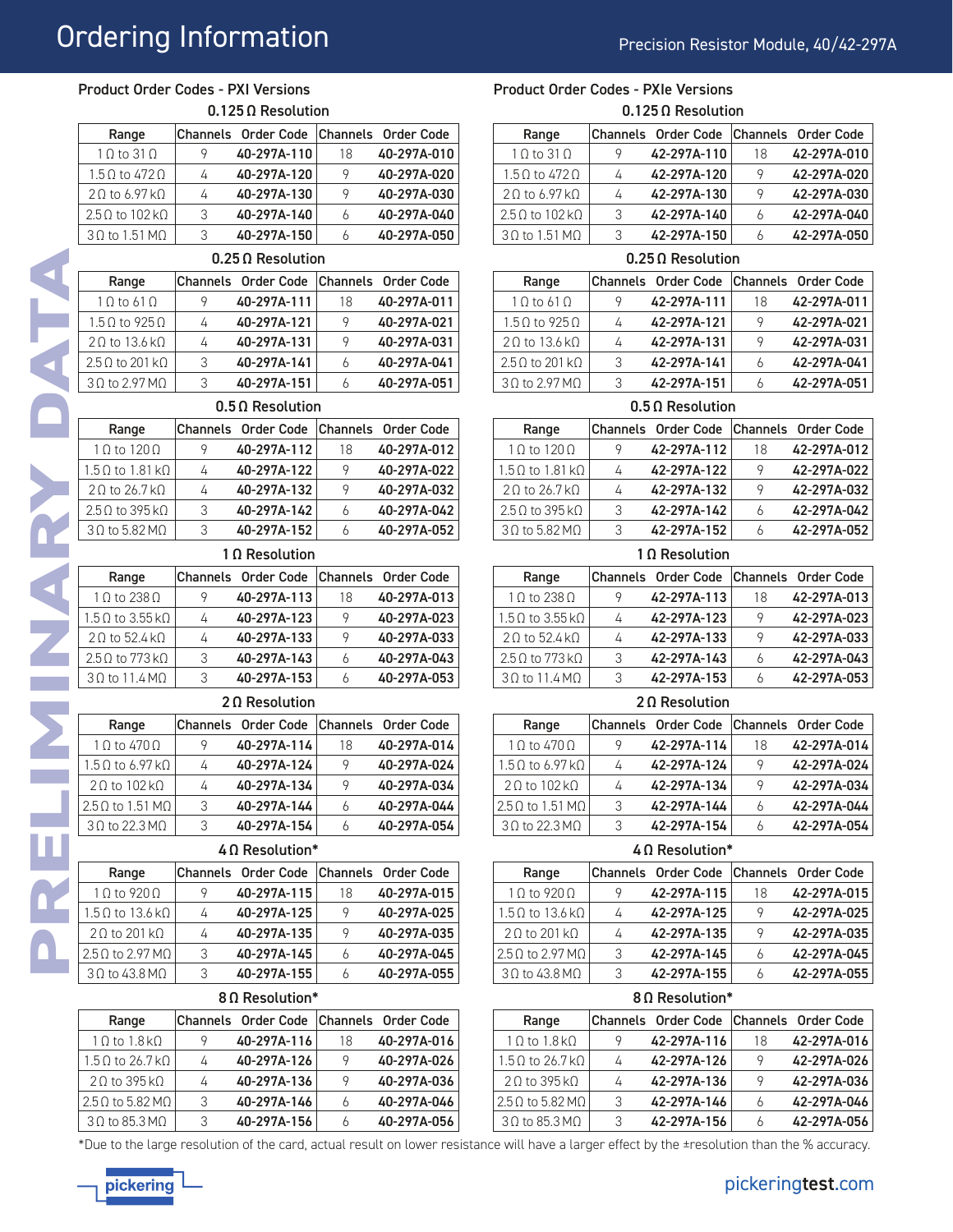# Ordering Information

## Product Order Codes - PXI Versions

### 0.125 Ω Resolution

| Range | Channels | Order Code | Channels | Order Code |
|---|---|---|---|---|
| 1 Ω to 31 Ω | 9 | 40-297A-110 | 18 | 40-297A-010 |
| 1.5 Ω to 472 Ω | 4 | 40-297A-120 | 9 | 40-297A-020 |
| 2 Ω to 6.97 kΩ | 4 | 40-297A-130 | 9 | 40-297A-030 |
| 2.5 Ω to 102 kΩ | 3 | 40-297A-140 | 6 | 40-297A-040 |
| 3 Ω to 1.51 MΩ | 3 | 40-297A-150 | 6 | 40-297A-050 |

### 0.25 Ω Resolution

| Range | Channels | Order Code | Channels | Order Code |
|---|---|---|---|---|
| 1 Ω to 61 Ω | 9 | 40-297A-111 | 18 | 40-297A-011 |
| 1.5 Ω to 925 Ω | 4 | 40-297A-121 | 9 | 40-297A-021 |
| 2 Ω to 13.6 kΩ | 4 | 40-297A-131 | 9 | 40-297A-031 |
| 2.5 Ω to 201 kΩ | 3 | 40-297A-141 | 6 | 40-297A-041 |
| 3 Ω to 2.97 MΩ | 3 | 40-297A-151 | 6 | 40-297A-051 |

### 0.5 Ω Resolution

| Range | Channels | Order Code | Channels | Order Code |
|---|---|---|---|---|
| 1 Ω to 120 Ω | 9 | 40-297A-112 | 18 | 40-297A-012 |
| 1.5 Ω to 1.81 kΩ | 4 | 40-297A-122 | 9 | 40-297A-022 |
| 2 Ω to 26.7 kΩ | 4 | 40-297A-132 | 9 | 40-297A-032 |
| 2.5 Ω to 395 kΩ | 3 | 40-297A-142 | 6 | 40-297A-042 |
| 3 Ω to 5.82 MΩ | 3 | 40-297A-152 | 6 | 40-297A-052 |

### 1 Ω Resolution

| Range | Channels | Order Code | Channels | Order Code |
|---|---|---|---|---|
| 1 Ω to 238 Ω | 9 | 40-297A-113 | 18 | 40-297A-013 |
| 1.5 Ω to 3.55 kΩ | 4 | 40-297A-123 | 9 | 40-297A-023 |
| 2 Ω to 52.4 kΩ | 4 | 40-297A-133 | 9 | 40-297A-033 |
| 2.5 Ω to 773 kΩ | 3 | 40-297A-143 | 6 | 40-297A-043 |
| 3 Ω to 11.4 MΩ | 3 | 40-297A-153 | 6 | 40-297A-053 |

### 2 Ω Resolution

| Range | Channels | Order Code | Channels | Order Code |
|---|---|---|---|---|
| 1 Ω to 470 Ω | 9 | 40-297A-114 | 18 | 40-297A-014 |
| 1.5 Ω to 6.97 kΩ | 4 | 40-297A-124 | 9 | 40-297A-024 |
| 2 Ω to 102 kΩ | 4 | 40-297A-134 | 9 | 40-297A-034 |
| 2.5 Ω to 1.51 MΩ | 3 | 40-297A-144 | 6 | 40-297A-044 |
| 3 Ω to 22.3 MΩ | 3 | 40-297A-154 | 6 | 40-297A-054 |

### 4 Ω Resolution*

| Range | Channels | Order Code | Channels | Order Code |
|---|---|---|---|---|
| 1 Ω to 920 Ω | 9 | 40-297A-115 | 18 | 40-297A-015 |
| 1.5 Ω to 13.6 kΩ | 4 | 40-297A-125 | 9 | 40-297A-025 |
| 2 Ω to 201 kΩ | 4 | 40-297A-135 | 9 | 40-297A-035 |
| 2.5 Ω to 2.97 MΩ | 3 | 40-297A-145 | 6 | 40-297A-045 |
| 3 Ω to 43.8 MΩ | 3 | 40-297A-155 | 6 | 40-297A-055 |

### 8 Ω Resolution*

| Range | Channels | Order Code | Channels | Order Code |
|---|---|---|---|---|
| 1 Ω to 1.8 kΩ | 9 | 40-297A-116 | 18 | 40-297A-016 |
| 1.5 Ω to 26.7 kΩ | 4 | 40-297A-126 | 9 | 40-297A-026 |
| 2 Ω to 395 kΩ | 4 | 40-297A-136 | 9 | 40-297A-036 |
| 2.5 Ω to 5.82 MΩ | 3 | 40-297A-146 | 6 | 40-297A-046 |
| 3 Ω to 85.3 MΩ | 3 | 40-297A-156 | 6 | 40-297A-056 |

## Product Order Codes - PXIe Versions

### 0.125 Ω Resolution

| Range | Channels | Order Code | Channels | Order Code |
|---|---|---|---|---|
| 1 Ω to 31 Ω | 9 | 42-297A-110 | 18 | 42-297A-010 |
| 1.5 Ω to 472 Ω | 4 | 42-297A-120 | 9 | 42-297A-020 |
| 2 Ω to 6.97 kΩ | 4 | 42-297A-130 | 9 | 42-297A-030 |
| 2.5 Ω to 102 kΩ | 3 | 42-297A-140 | 6 | 42-297A-040 |
| 3 Ω to 1.51 MΩ | 3 | 42-297A-150 | 6 | 42-297A-050 |

### 0.25 Ω Resolution

| Range | Channels | Order Code | Channels | Order Code |
|---|---|---|---|---|
| 1 Ω to 61 Ω | 9 | 42-297A-111 | 18 | 42-297A-011 |
| 1.5 Ω to 925 Ω | 4 | 42-297A-121 | 9 | 42-297A-021 |
| 2 Ω to 13.6 kΩ | 4 | 42-297A-131 | 9 | 42-297A-031 |
| 2.5 Ω to 201 kΩ | 3 | 42-297A-141 | 6 | 42-297A-041 |
| 3 Ω to 2.97 MΩ | 3 | 42-297A-151 | 6 | 42-297A-051 |

### 0.5 Ω Resolution

| Range | Channels | Order Code | Channels | Order Code |
|---|---|---|---|---|
| 1 Ω to 120 Ω | 9 | 42-297A-112 | 18 | 42-297A-012 |
| 1.5 Ω to 1.81 kΩ | 4 | 42-297A-122 | 9 | 42-297A-022 |
| 2 Ω to 26.7 kΩ | 4 | 42-297A-132 | 9 | 42-297A-032 |
| 2.5 Ω to 395 kΩ | 3 | 42-297A-142 | 6 | 42-297A-042 |
| 3 Ω to 5.82 MΩ | 3 | 42-297A-152 | 6 | 42-297A-052 |

### 1 Ω Resolution

| Range | Channels | Order Code | Channels | Order Code |
|---|---|---|---|---|
| 1 Ω to 238 Ω | 9 | 42-297A-113 | 18 | 42-297A-013 |
| 1.5 Ω to 3.55 kΩ | 4 | 42-297A-123 | 9 | 42-297A-023 |
| 2 Ω to 52.4 kΩ | 4 | 42-297A-133 | 9 | 42-297A-033 |
| 2.5 Ω to 773 kΩ | 3 | 42-297A-143 | 6 | 42-297A-043 |
| 3 Ω to 11.4 MΩ | 3 | 42-297A-153 | 6 | 42-297A-053 |

### 2 Ω Resolution

| Range | Channels | Order Code | Channels | Order Code |
|---|---|---|---|---|
| 1 Ω to 470 Ω | 9 | 42-297A-114 | 18 | 42-297A-014 |
| 1.5 Ω to 6.97 kΩ | 4 | 42-297A-124 | 9 | 42-297A-024 |
| 2 Ω to 102 kΩ | 4 | 42-297A-134 | 9 | 42-297A-034 |
| 2.5 Ω to 1.51 MΩ | 3 | 42-297A-144 | 6 | 42-297A-044 |
| 3 Ω to 22.3 MΩ | 3 | 42-297A-154 | 6 | 42-297A-054 |

### 4 Ω Resolution*

| Range | Channels | Order Code | Channels | Order Code |
|---|---|---|---|---|
| 1 Ω to 920 Ω | 9 | 42-297A-115 | 18 | 42-297A-015 |
| 1.5 Ω to 13.6 kΩ | 4 | 42-297A-125 | 9 | 42-297A-025 |
| 2 Ω to 201 kΩ | 4 | 42-297A-135 | 9 | 42-297A-035 |
| 2.5 Ω to 2.97 MΩ | 3 | 42-297A-145 | 6 | 42-297A-045 |
| 3 Ω to 43.8 MΩ | 3 | 42-297A-155 | 6 | 42-297A-055 |

### 8 Ω Resolution*

| Range | Channels | Order Code | Channels | Order Code |
|---|---|---|---|---|
| 1 Ω to 1.8 kΩ | 9 | 42-297A-116 | 18 | 42-297A-016 |
| 1.5 Ω to 26.7 kΩ | 4 | 42-297A-126 | 9 | 42-297A-026 |
| 2 Ω to 395 kΩ | 4 | 42-297A-136 | 9 | 42-297A-036 |
| 2.5 Ω to 5.82 MΩ | 3 | 42-297A-146 | 6 | 42-297A-046 |
| 3 Ω to 85.3 MΩ | 3 | 42-297A-156 | 6 | 42-297A-056 |

*Due to the large resolution of the card, actual result on lower resistance will have a larger effect by the ±resolution than the % accuracy.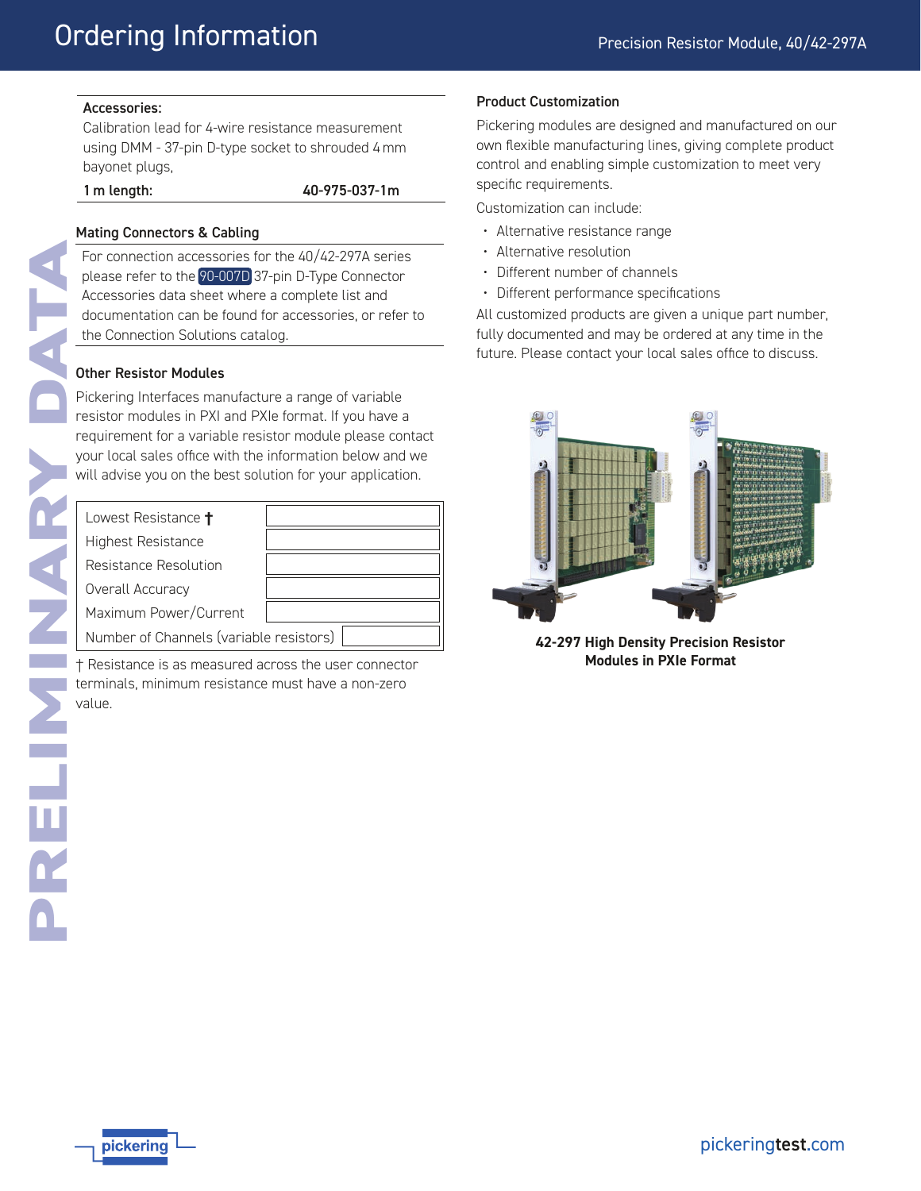# Ordering Information

## Accessories:

Calibration lead for 4-wire resistance measurement using DMM - 37-pin D-type socket to shrouded 4 mm bayonet plugs,

| | |
|---|---|
| **1 m length:** | **40-975-037-1m** |

## Mating Connectors & Cabling

For connection accessories for the 40/42-297A series please refer to the 90-007D 37-pin D-Type Connector Accessories data sheet where a complete list and documentation can be found for accessories, or refer to the Connection Solutions catalog.

## Other Resistor Modules

Pickering Interfaces manufacture a range of variable resistor modules in PXI and PXIe format. If you have a requirement for a variable resistor module please contact your local sales office with the information below and we will advise you on the best solution for your application.

| | |
|---|---|
| Lowest Resistance † | |
| Highest Resistance | |
| Resistance Resolution | |
| Overall Accuracy | |
| Maximum Power/Current | |
| Number of Channels (variable resistors) | |

† Resistance is as measured across the user connector terminals, minimum resistance must have a non-zero value.

## Product Customization

Pickering modules are designed and manufactured on our own flexible manufacturing lines, giving complete product control and enabling simple customization to meet very specific requirements.

Customization can include:

- Alternative resistance range
- Alternative resolution
- Different number of channels
- Different performance specifications

All customized products are given a unique part number, fully documented and may be ordered at any time in the future. Please contact your local sales office to discuss.

**42-297 High Density Precision Resistor Modules in PXIe Format**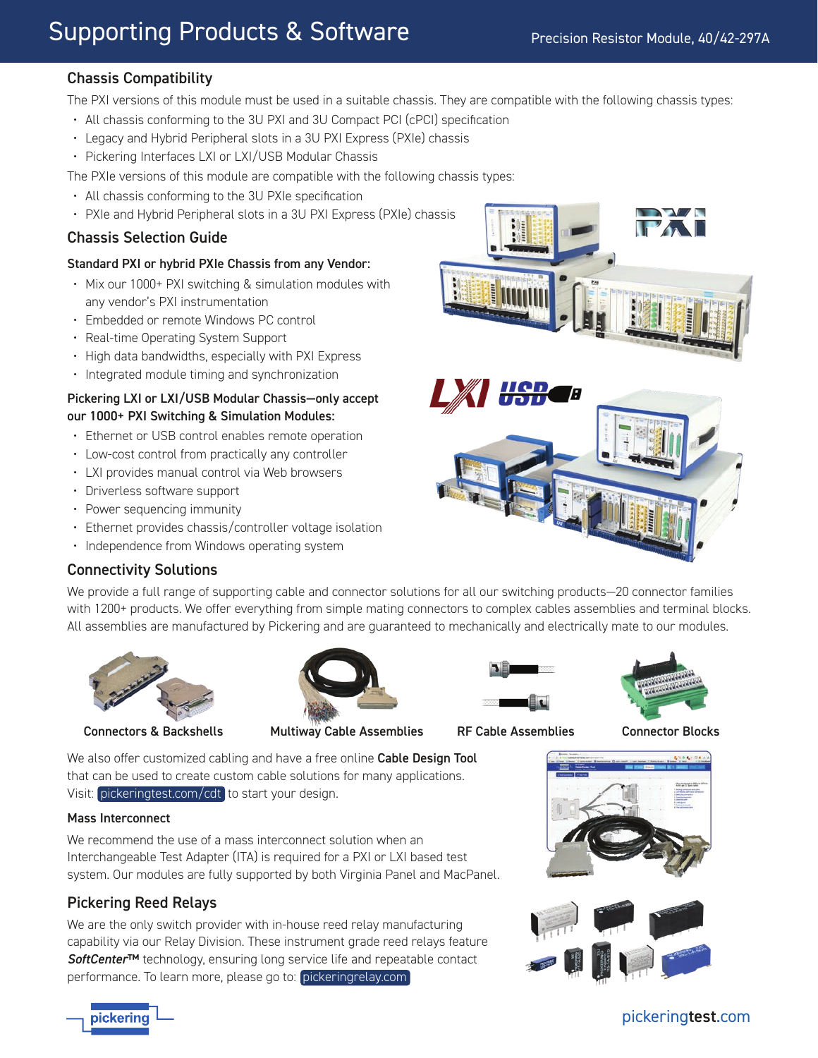# Supporting Products & Software

## Chassis Compatibility

The PXI versions of this module must be used in a suitable chassis. They are compatible with the following chassis types:

- All chassis conforming to the 3U PXI and 3U Compact PCI (cPCI) specification
- Legacy and Hybrid Peripheral slots in a 3U PXI Express (PXIe) chassis
- Pickering Interfaces LXI or LXI/USB Modular Chassis

The PXIe versions of this module are compatible with the following chassis types:

- All chassis conforming to the 3U PXIe specification
- PXIe and Hybrid Peripheral slots in a 3U PXI Express (PXIe) chassis

## Chassis Selection Guide

### Standard PXI or hybrid PXIe Chassis from any Vendor:

- Mix our 1000+ PXI switching & simulation modules with any vendor's PXI instrumentation
- Embedded or remote Windows PC control
- Real-time Operating System Support
- High data bandwidths, especially with PXI Express
- Integrated module timing and synchronization

### Pickering LXI or LXI/USB Modular Chassis—only accept our 1000+ PXI Switching & Simulation Modules:

- Ethernet or USB control enables remote operation
- Low-cost control from practically any controller
- LXI provides manual control via Web browsers
- Driverless software support
- Power sequencing immunity
- Ethernet provides chassis/controller voltage isolation
- Independence from Windows operating system

## Connectivity Solutions

We provide a full range of supporting cable and connector solutions for all our switching products—20 connector families with 1200+ products. We offer everything from simple mating connectors to complex cables assemblies and terminal blocks. All assemblies are manufactured by Pickering and are guaranteed to mechanically and electrically mate to our modules.

**Connectors & Backshells** | **Multiway Cable Assemblies** | **RF Cable Assemblies** | **Connector Blocks**

We also offer customized cabling and have a free online **Cable Design Tool** that can be used to create custom cable solutions for many applications. Visit: pickeringtest.com/cdt to start your design.

### Mass Interconnect

We recommend the use of a mass interconnect solution when an Interchangeable Test Adapter (ITA) is required for a PXI or LXI based test system. Our modules are fully supported by both Virginia Panel and MacPanel.

## Pickering Reed Relays

We are the only switch provider with in-house reed relay manufacturing capability via our Relay Division. These instrument grade reed relays feature ***SoftCenter™*** technology, ensuring long service life and repeatable contact performance. To learn more, please go to: pickeringrelay.com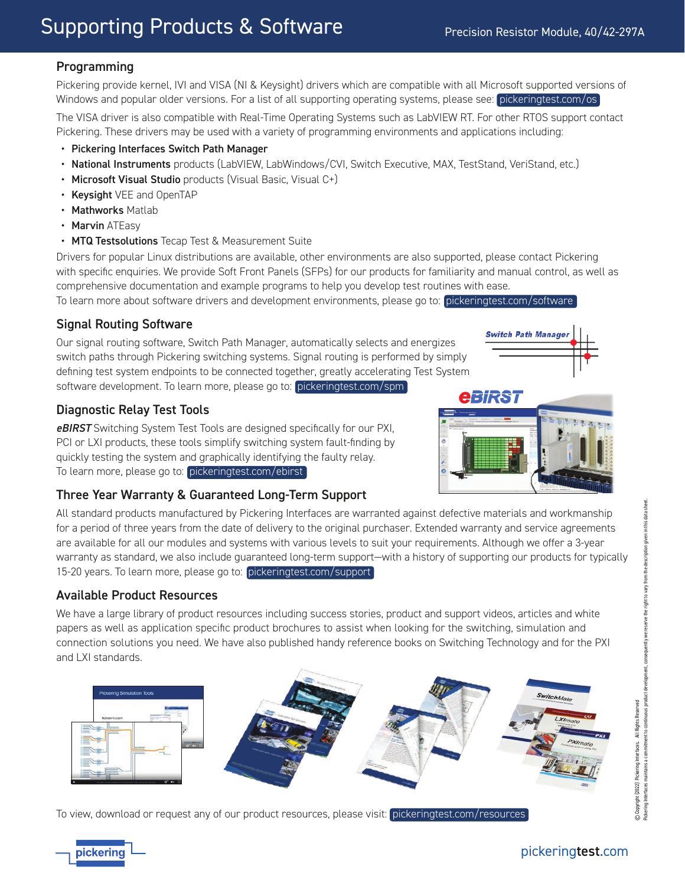# Supporting Products & Software

## Programming

Pickering provide kernel, IVI and VISA (NI & Keysight) drivers which are compatible with all Microsoft supported versions of Windows and popular older versions. For a list of all supporting operating systems, please see: pickeringtest.com/os

The VISA driver is also compatible with Real-Time Operating Systems such as LabVIEW RT. For other RTOS support contact Pickering. These drivers may be used with a variety of programming environments and applications including:

- **Pickering Interfaces Switch Path Manager**
- **National Instruments** products (LabVIEW, LabWindows/CVI, Switch Executive, MAX, TestStand, VeriStand, etc.)
- **Microsoft Visual Studio** products (Visual Basic, Visual C+)
- **Keysight** VEE and OpenTAP
- **Mathworks** Matlab
- **Marvin** ATEasy
- **MTQ Testsolutions** Tecap Test & Measurement Suite

Drivers for popular Linux distributions are available, other environments are also supported, please contact Pickering with specific enquiries. We provide Soft Front Panels (SFPs) for our products for familiarity and manual control, as well as comprehensive documentation and example programs to help you develop test routines with ease.

To learn more about software drivers and development environments, please go to: pickeringtest.com/software

## Signal Routing Software

Our signal routing software, Switch Path Manager, automatically selects and energizes switch paths through Pickering switching systems. Signal routing is performed by simply defining test system endpoints to be connected together, greatly accelerating Test System software development. To learn more, please go to: pickeringtest.com/spm

## Diagnostic Relay Test Tools

***eBIRST*** Switching System Test Tools are designed specifically for our PXI, PCI or LXI products, these tools simplify switching system fault-finding by quickly testing the system and graphically identifying the faulty relay.
To learn more, please go to: pickeringtest.com/ebirst

## Three Year Warranty & Guaranteed Long-Term Support

All standard products manufactured by Pickering Interfaces are warranted against defective materials and workmanship for a period of three years from the date of delivery to the original purchaser. Extended warranty and service agreements are available for all our modules and systems with various levels to suit your requirements. Although we offer a 3-year warranty as standard, we also include guaranteed long-term support—with a history of supporting our products for typically 15-20 years. To learn more, please go to: pickeringtest.com/support

## Available Product Resources

We have a large library of product resources including success stories, product and support videos, articles and white papers as well as application specific product brochures to assist when looking for the switching, simulation and connection solutions you need. We have also published handy reference books on Switching Technology and for the PXI and LXI standards.

To view, download or request any of our product resources, please visit: pickeringtest.com/resources

© Copyright (2022) Pickering Interfaces. All Rights Reserved
Pickering Interfaces maintains a commitment to continuous product development, consequently we reserve the right to vary from the description given in this data sheet.